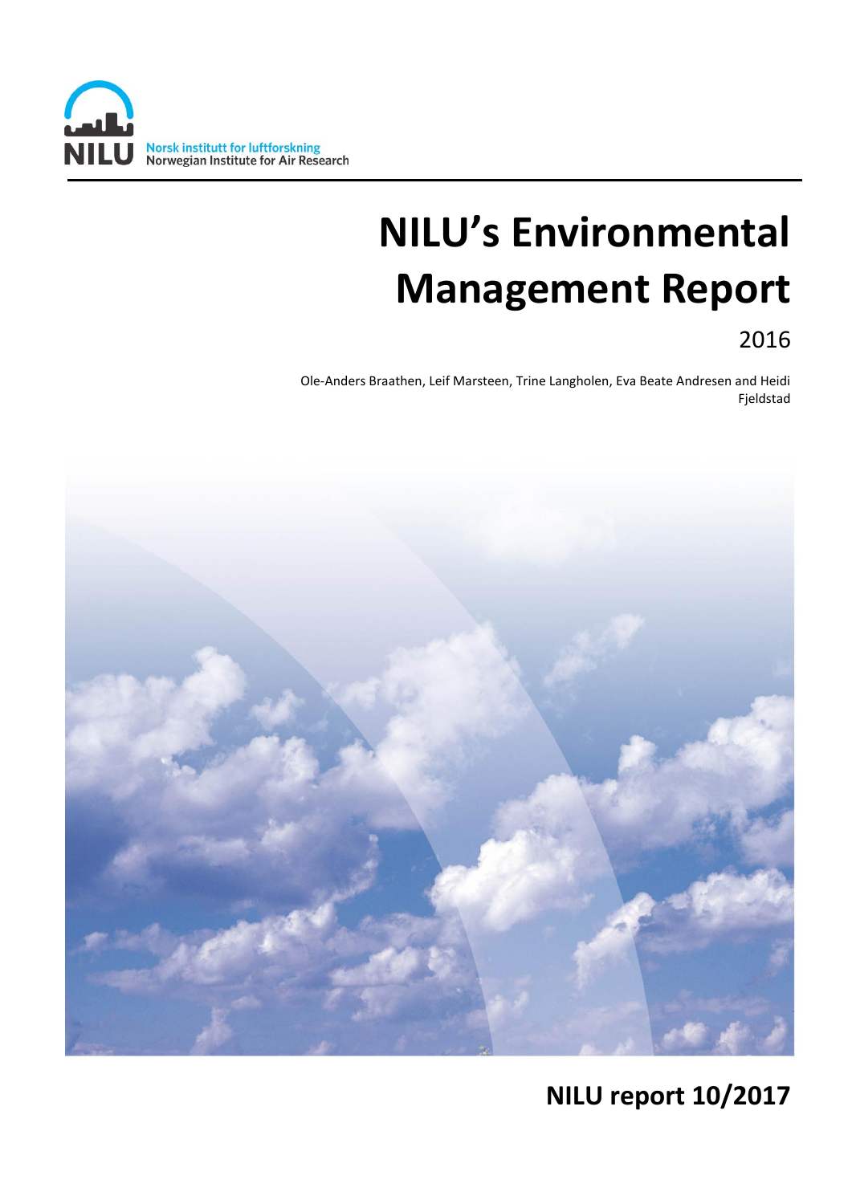Norsk institutt for luftforskning
Norwegian Institute for Air Research

# NILU's Environmental Management Report

2016

Ole-Anders Braathen, Leif Marsteen, Trine Langholen, Eva Beate Andresen and Heidi Fjeldstad

**NILU report 10/2017**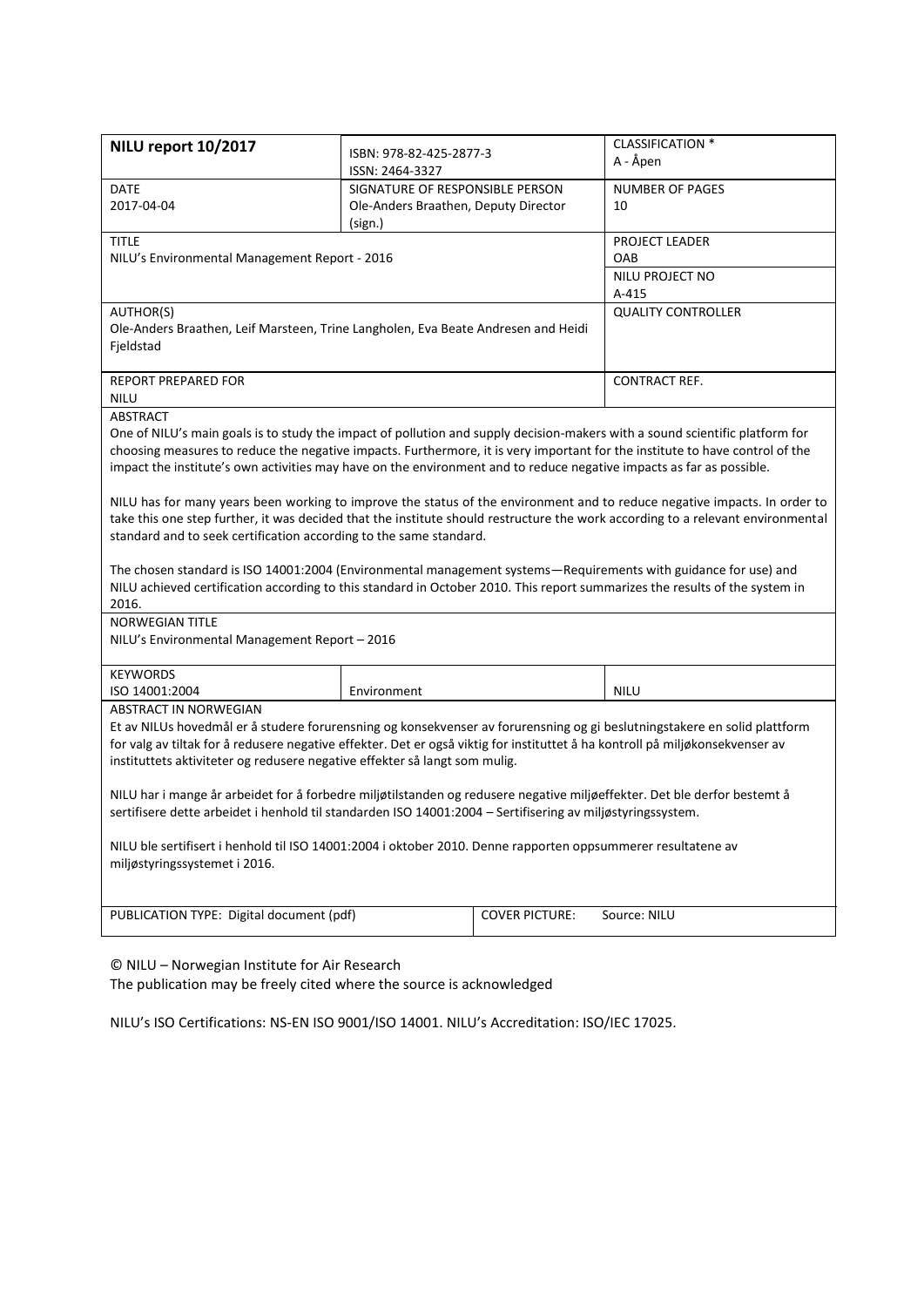| NILU report 10/2017 | ISBN: 978-82-425-2877-3<br>ISSN: 2464-3327 | CLASSIFICATION *<br>A - Åpen |
|---|---|---|
| DATE<br>2017-04-04 | SIGNATURE OF RESPONSIBLE PERSON<br>Ole-Anders Braathen, Deputy Director<br>(sign.) | NUMBER OF PAGES<br>10 |
| TITLE<br>NILU's Environmental Management Report - 2016 | | PROJECT LEADER<br>OAB |
| | | NILU PROJECT NO<br>A-415 |
| AUTHOR(S)<br>Ole-Anders Braathen, Leif Marsteen, Trine Langholen, Eva Beate Andresen and Heidi Fjeldstad | | QUALITY CONTROLLER |
| REPORT PREPARED FOR<br>NILU | | CONTRACT REF. |

**ABSTRACT**

One of NILU's main goals is to study the impact of pollution and supply decision-makers with a sound scientific platform for choosing measures to reduce the negative impacts. Furthermore, it is very important for the institute to have control of the impact the institute's own activities may have on the environment and to reduce negative impacts as far as possible.

NILU has for many years been working to improve the status of the environment and to reduce negative impacts. In order to take this one step further, it was decided that the institute should restructure the work according to a relevant environmental standard and to seek certification according to the same standard.

The chosen standard is ISO 14001:2004 (Environmental management systems—Requirements with guidance for use) and NILU achieved certification according to this standard in October 2010. This report summarizes the results of the system in 2016.

**NORWEGIAN TITLE**

NILU's Environmental Management Report – 2016

| KEYWORDS | | |
|---|---|---|
| ISO 14001:2004 | Environment | NILU |

**ABSTRACT IN NORWEGIAN**

Et av NILUs hovedmål er å studere forurensning og konsekvenser av forurensning og gi beslutningstakere en solid plattform for valg av tiltak for å redusere negative effekter. Det er også viktig for instituttet å ha kontroll på miljøkonsekvenser av instituttets aktiviteter og redusere negative effekter så langt som mulig.

NILU har i mange år arbeidet for å forbedre miljøtilstanden og redusere negative miljøeffekter. Det ble derfor bestemt å sertifisere dette arbeidet i henhold til standarden ISO 14001:2004 – Sertifisering av miljøstyringssystem.

NILU ble sertifisert i henhold til ISO 14001:2004 i oktober 2010. Denne rapporten oppsummerer resultatene av miljøstyringssystemet i 2016.

| PUBLICATION TYPE: Digital document (pdf) | COVER PICTURE: | Source: NILU |
|---|---|---|

© NILU – Norwegian Institute for Air Research
The publication may be freely cited where the source is acknowledged

NILU's ISO Certifications: NS-EN ISO 9001/ISO 14001. NILU's Accreditation: ISO/IEC 17025.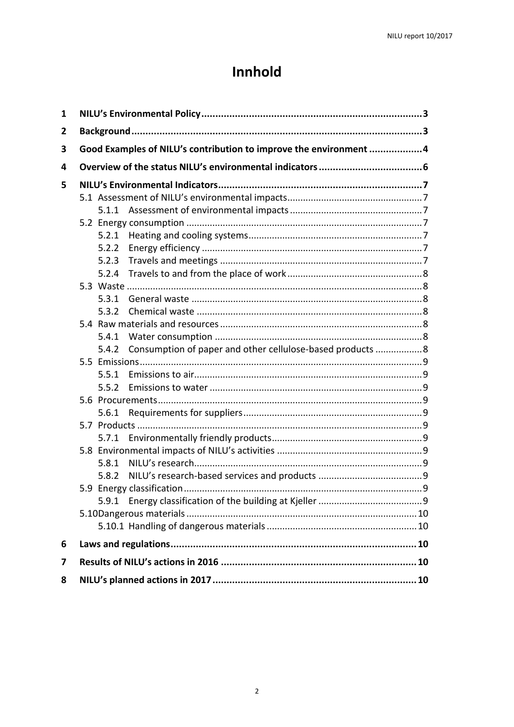# Innhold

1 NILU's Environmental Policy ... 3

2 Background ... 3

3 Good Examples of NILU's contribution to improve the environment ... 4

4 Overview of the status NILU's environmental indicators ... 6

5 NILU's Environmental Indicators ... 7

- 5.1 Assessment of NILU's environmental impacts ... 7
  - 5.1.1 Assessment of environmental impacts ... 7
- 5.2 Energy consumption ... 7
  - 5.2.1 Heating and cooling systems ... 7
  - 5.2.2 Energy efficiency ... 7
  - 5.2.3 Travels and meetings ... 7
  - 5.2.4 Travels to and from the place of work ... 8
- 5.3 Waste ... 8
  - 5.3.1 General waste ... 8
  - 5.3.2 Chemical waste ... 8
- 5.4 Raw materials and resources ... 8
  - 5.4.1 Water consumption ... 8
  - 5.4.2 Consumption of paper and other cellulose-based products ... 8
- 5.5 Emissions ... 9
  - 5.5.1 Emissions to air ... 9
  - 5.5.2 Emissions to water ... 9
- 5.6 Procurements ... 9
  - 5.6.1 Requirements for suppliers ... 9
- 5.7 Products ... 9
  - 5.7.1 Environmentally friendly products ... 9
- 5.8 Environmental impacts of NILU's activities ... 9
  - 5.8.1 NILU's research ... 9
  - 5.8.2 NILU's research-based services and products ... 9
- 5.9 Energy classification ... 9
  - 5.9.1 Energy classification of the building at Kjeller ... 9
- 5.10 Dangerous materials ... 10
  - 5.10.1 Handling of dangerous materials ... 10

6 Laws and regulations ... 10

7 Results of NILU's actions in 2016 ... 10

8 NILU's planned actions in 2017 ... 10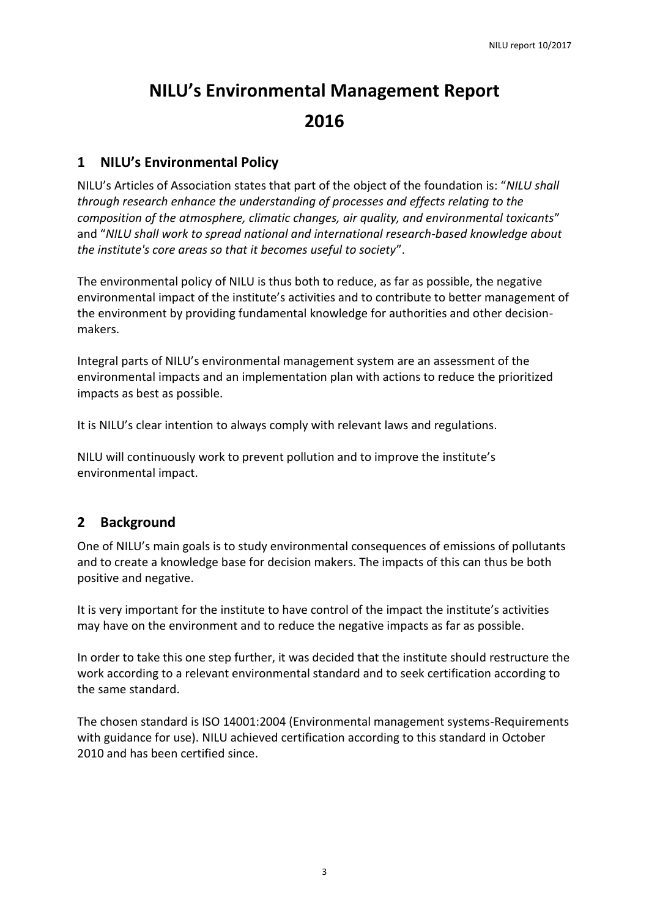# NILU's Environmental Management Report 2016

## 1 NILU's Environmental Policy

NILU's Articles of Association states that part of the object of the foundation is: "*NILU shall through research enhance the understanding of processes and effects relating to the composition of the atmosphere, climatic changes, air quality, and environmental toxicants*" and "*NILU shall work to spread national and international research-based knowledge about the institute's core areas so that it becomes useful to society*".

The environmental policy of NILU is thus both to reduce, as far as possible, the negative environmental impact of the institute's activities and to contribute to better management of the environment by providing fundamental knowledge for authorities and other decision-makers.

Integral parts of NILU's environmental management system are an assessment of the environmental impacts and an implementation plan with actions to reduce the prioritized impacts as best as possible.

It is NILU's clear intention to always comply with relevant laws and regulations.

NILU will continuously work to prevent pollution and to improve the institute's environmental impact.

## 2 Background

One of NILU's main goals is to study environmental consequences of emissions of pollutants and to create a knowledge base for decision makers. The impacts of this can thus be both positive and negative.

It is very important for the institute to have control of the impact the institute's activities may have on the environment and to reduce the negative impacts as far as possible.

In order to take this one step further, it was decided that the institute should restructure the work according to a relevant environmental standard and to seek certification according to the same standard.

The chosen standard is ISO 14001:2004 (Environmental management systems-Requirements with guidance for use). NILU achieved certification according to this standard in October 2010 and has been certified since.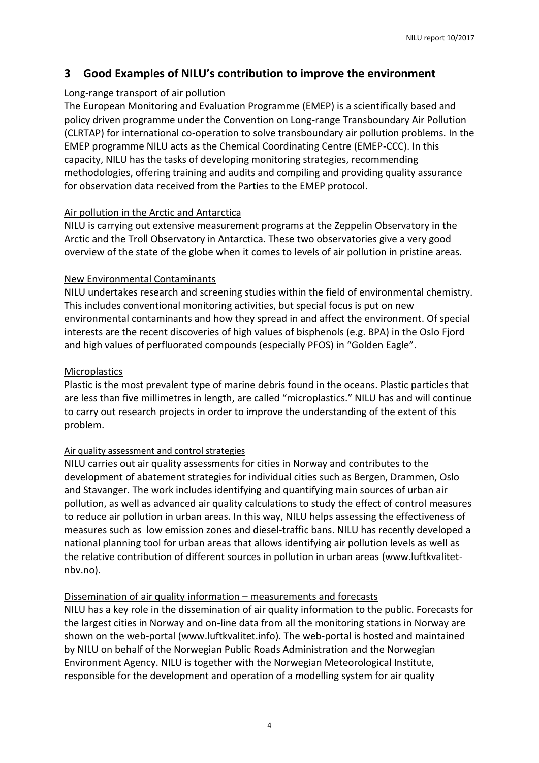## 3 Good Examples of NILU's contribution to improve the environment

Long-range transport of air pollution

The European Monitoring and Evaluation Programme (EMEP) is a scientifically based and policy driven programme under the Convention on Long-range Transboundary Air Pollution (CLRTAP) for international co-operation to solve transboundary air pollution problems. In the EMEP programme NILU acts as the Chemical Coordinating Centre (EMEP-CCC). In this capacity, NILU has the tasks of developing monitoring strategies, recommending methodologies, offering training and audits and compiling and providing quality assurance for observation data received from the Parties to the EMEP protocol.

Air pollution in the Arctic and Antarctica

NILU is carrying out extensive measurement programs at the Zeppelin Observatory in the Arctic and the Troll Observatory in Antarctica. These two observatories give a very good overview of the state of the globe when it comes to levels of air pollution in pristine areas.

New Environmental Contaminants

NILU undertakes research and screening studies within the field of environmental chemistry. This includes conventional monitoring activities, but special focus is put on new environmental contaminants and how they spread in and affect the environment. Of special interests are the recent discoveries of high values of bisphenols (e.g. BPA) in the Oslo Fjord and high values of perfluorated compounds (especially PFOS) in "Golden Eagle".

Microplastics

Plastic is the most prevalent type of marine debris found in the oceans. Plastic particles that are less than five millimetres in length, are called "microplastics." NILU has and will continue to carry out research projects in order to improve the understanding of the extent of this problem.

Air quality assessment and control strategies

NILU carries out air quality assessments for cities in Norway and contributes to the development of abatement strategies for individual cities such as Bergen, Drammen, Oslo and Stavanger. The work includes identifying and quantifying main sources of urban air pollution, as well as advanced air quality calculations to study the effect of control measures to reduce air pollution in urban areas. In this way, NILU helps assessing the effectiveness of measures such as low emission zones and diesel-traffic bans. NILU has recently developed a national planning tool for urban areas that allows identifying air pollution levels as well as the relative contribution of different sources in pollution in urban areas (www.luftkvalitet-nbv.no).

Dissemination of air quality information – measurements and forecasts

NILU has a key role in the dissemination of air quality information to the public. Forecasts for the largest cities in Norway and on-line data from all the monitoring stations in Norway are shown on the web-portal (www.luftkvalitet.info). The web-portal is hosted and maintained by NILU on behalf of the Norwegian Public Roads Administration and the Norwegian Environment Agency. NILU is together with the Norwegian Meteorological Institute, responsible for the development and operation of a modelling system for air quality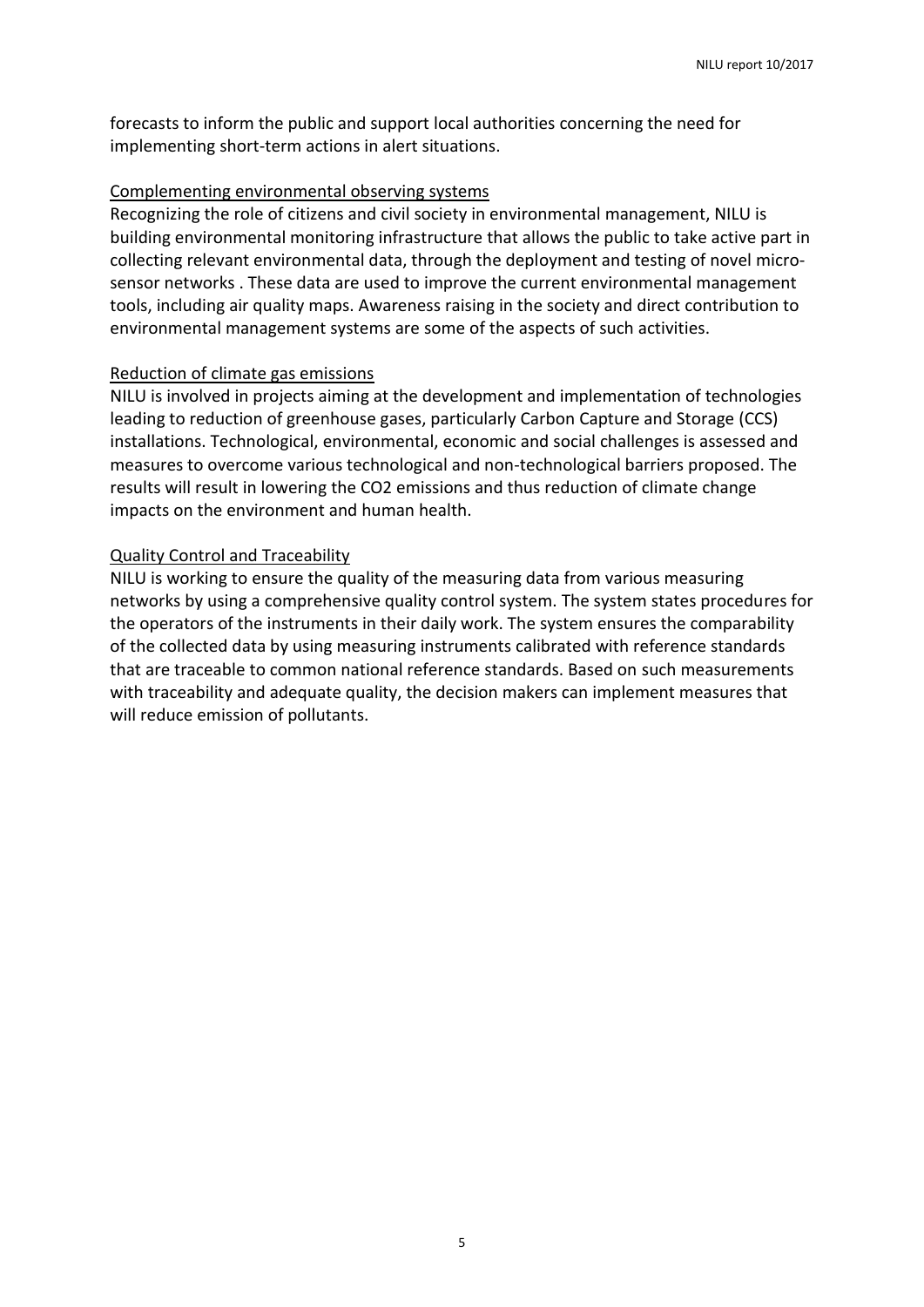forecasts to inform the public and support local authorities concerning the need for implementing short-term actions in alert situations.

<u>Complementing environmental observing systems</u>

Recognizing the role of citizens and civil society in environmental management, NILU is building environmental monitoring infrastructure that allows the public to take active part in collecting relevant environmental data, through the deployment and testing of novel micro-sensor networks . These data are used to improve the current environmental management tools, including air quality maps. Awareness raising in the society and direct contribution to environmental management systems are some of the aspects of such activities.

<u>Reduction of climate gas emissions</u>

NILU is involved in projects aiming at the development and implementation of technologies leading to reduction of greenhouse gases, particularly Carbon Capture and Storage (CCS) installations. Technological, environmental, economic and social challenges is assessed and measures to overcome various technological and non-technological barriers proposed. The results will result in lowering the CO2 emissions and thus reduction of climate change impacts on the environment and human health.

<u>Quality Control and Traceability</u>

NILU is working to ensure the quality of the measuring data from various measuring networks by using a comprehensive quality control system. The system states procedures for the operators of the instruments in their daily work. The system ensures the comparability of the collected data by using measuring instruments calibrated with reference standards that are traceable to common national reference standards. Based on such measurements with traceability and adequate quality, the decision makers can implement measures that will reduce emission of pollutants.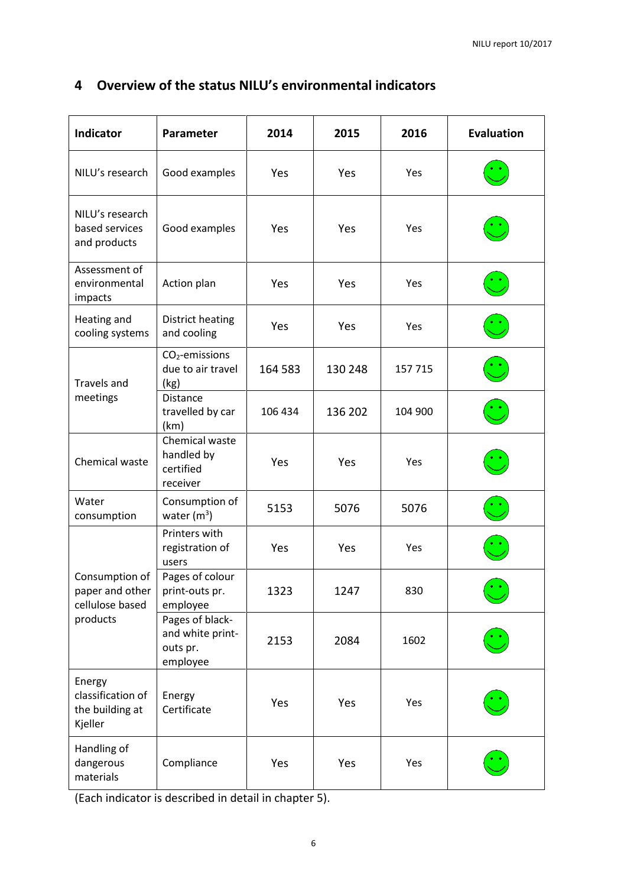# 4 Overview of the status NILU's environmental indicators

| Indicator | Parameter | 2014 | 2015 | 2016 | Evaluation |
|---|---|---|---|---|---|
| NILU's research | Good examples | Yes | Yes | Yes | 🙂 |
| NILU's research based services and products | Good examples | Yes | Yes | Yes | 🙂 |
| Assessment of environmental impacts | Action plan | Yes | Yes | Yes | 🙂 |
| Heating and cooling systems | District heating and cooling | Yes | Yes | Yes | 🙂 |
| Travels and meetings | $CO_2$-emissions due to air travel (kg) | 164 583 | 130 248 | 157 715 | 🙂 |
| | Distance travelled by car (km) | 106 434 | 136 202 | 104 900 | 🙂 |
| Chemical waste | Chemical waste handled by certified receiver | Yes | Yes | Yes | 🙂 |
| Water consumption | Consumption of water ($m^3$) | 5153 | 5076 | 5076 | 🙂 |
| Consumption of paper and other cellulose based products | Printers with registration of users | Yes | Yes | Yes | 🙂 |
| | Pages of colour print-outs pr. employee | 1323 | 1247 | 830 | 🙂 |
| | Pages of black- and white print-outs pr. employee | 2153 | 2084 | 1602 | 🙂 |
| Energy classification of the building at Kjeller | Energy Certificate | Yes | Yes | Yes | 🙂 |
| Handling of dangerous materials | Compliance | Yes | Yes | Yes | 🙂 |

(Each indicator is described in detail in chapter 5).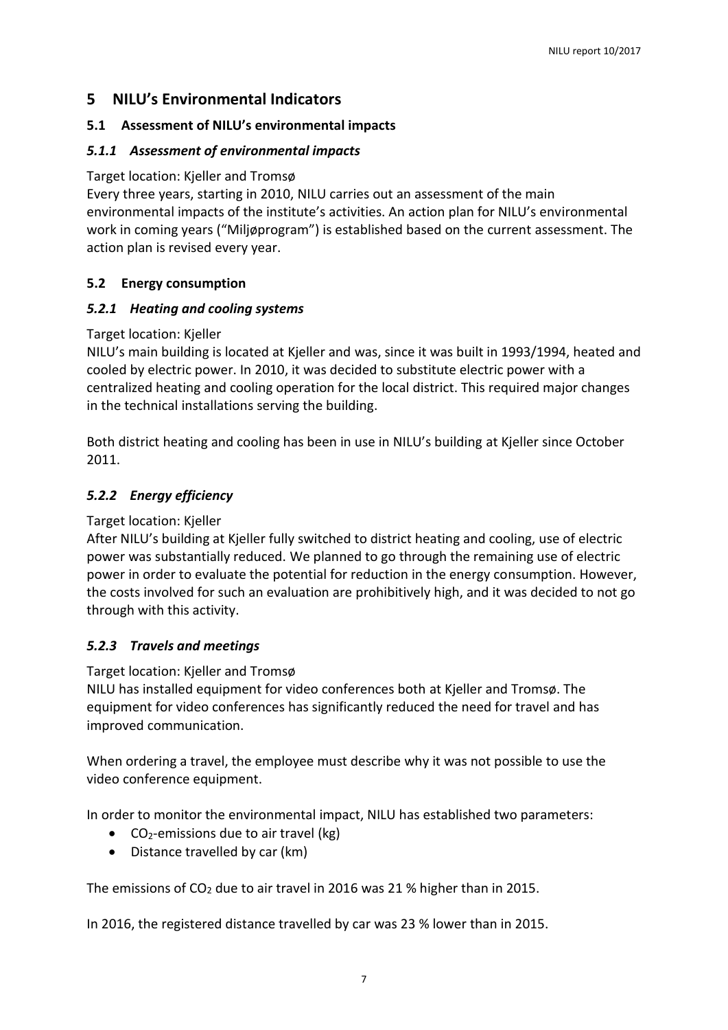# 5 NILU's Environmental Indicators

## 5.1 Assessment of NILU's environmental impacts

### *5.1.1 Assessment of environmental impacts*

Target location: Kjeller and Tromsø

Every three years, starting in 2010, NILU carries out an assessment of the main environmental impacts of the institute's activities. An action plan for NILU's environmental work in coming years ("Miljøprogram") is established based on the current assessment. The action plan is revised every year.

## 5.2 Energy consumption

### *5.2.1 Heating and cooling systems*

Target location: Kjeller

NILU's main building is located at Kjeller and was, since it was built in 1993/1994, heated and cooled by electric power. In 2010, it was decided to substitute electric power with a centralized heating and cooling operation for the local district. This required major changes in the technical installations serving the building.

Both district heating and cooling has been in use in NILU's building at Kjeller since October 2011.

### *5.2.2 Energy efficiency*

Target location: Kjeller

After NILU's building at Kjeller fully switched to district heating and cooling, use of electric power was substantially reduced. We planned to go through the remaining use of electric power in order to evaluate the potential for reduction in the energy consumption. However, the costs involved for such an evaluation are prohibitively high, and it was decided to not go through with this activity.

### *5.2.3 Travels and meetings*

Target location: Kjeller and Tromsø

NILU has installed equipment for video conferences both at Kjeller and Tromsø. The equipment for video conferences has significantly reduced the need for travel and has improved communication.

When ordering a travel, the employee must describe why it was not possible to use the video conference equipment.

In order to monitor the environmental impact, NILU has established two parameters:

- $CO_2$-emissions due to air travel (kg)
- Distance travelled by car (km)

The emissions of $CO_2$ due to air travel in 2016 was 21 % higher than in 2015.

In 2016, the registered distance travelled by car was 23 % lower than in 2015.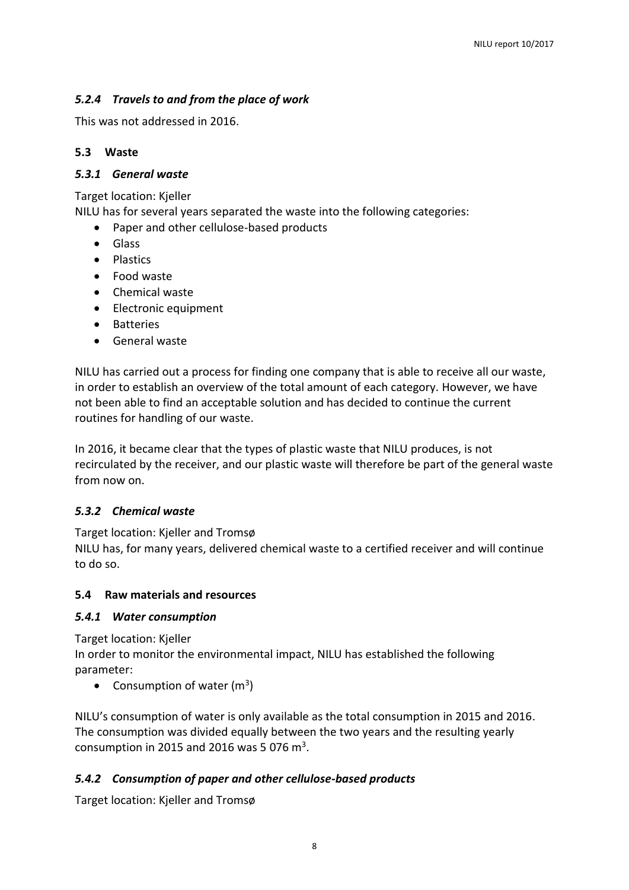### *5.2.4 Travels to and from the place of work*

This was not addressed in 2016.

## 5.3 Waste

### *5.3.1 General waste*

Target location: Kjeller
NILU has for several years separated the waste into the following categories:

- Paper and other cellulose-based products
- Glass
- Plastics
- Food waste
- Chemical waste
- Electronic equipment
- Batteries
- General waste

NILU has carried out a process for finding one company that is able to receive all our waste, in order to establish an overview of the total amount of each category. However, we have not been able to find an acceptable solution and has decided to continue the current routines for handling of our waste.

In 2016, it became clear that the types of plastic waste that NILU produces, is not recirculated by the receiver, and our plastic waste will therefore be part of the general waste from now on.

### *5.3.2 Chemical waste*

Target location: Kjeller and Tromsø
NILU has, for many years, delivered chemical waste to a certified receiver and will continue to do so.

## 5.4 Raw materials and resources

### *5.4.1 Water consumption*

Target location: Kjeller
In order to monitor the environmental impact, NILU has established the following parameter:

- Consumption of water ($m^3$)

NILU's consumption of water is only available as the total consumption in 2015 and 2016. The consumption was divided equally between the two years and the resulting yearly consumption in 2015 and 2016 was 5 076 $m^3$.

### *5.4.2 Consumption of paper and other cellulose-based products*

Target location: Kjeller and Tromsø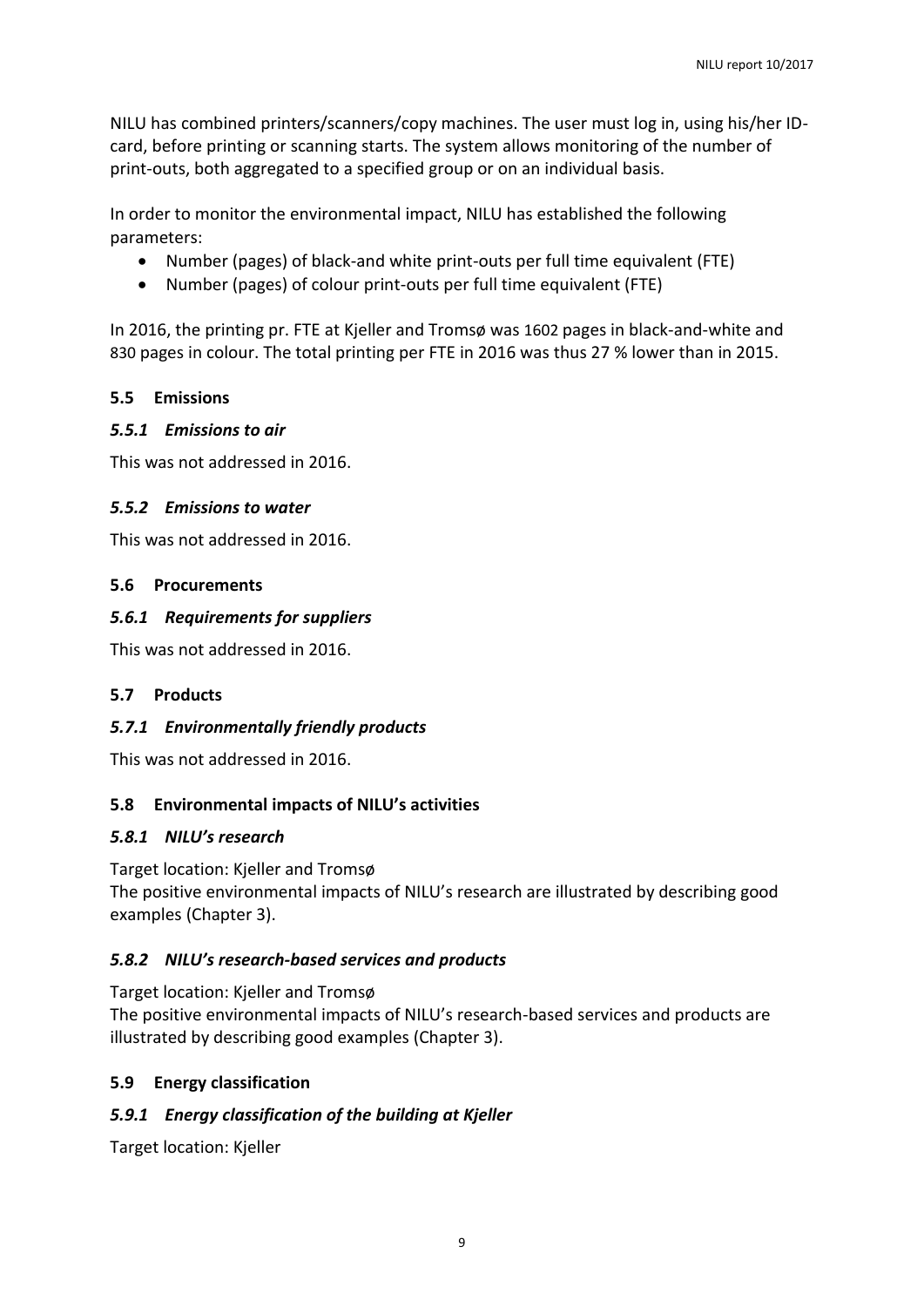NILU has combined printers/scanners/copy machines. The user must log in, using his/her ID-card, before printing or scanning starts. The system allows monitoring of the number of print-outs, both aggregated to a specified group or on an individual basis.

In order to monitor the environmental impact, NILU has established the following parameters:

- Number (pages) of black-and white print-outs per full time equivalent (FTE)
- Number (pages) of colour print-outs per full time equivalent (FTE)

In 2016, the printing pr. FTE at Kjeller and Tromsø was 1602 pages in black-and-white and 830 pages in colour. The total printing per FTE in 2016 was thus 27 % lower than in 2015.

### 5.5 Emissions

#### *5.5.1 Emissions to air*

This was not addressed in 2016.

#### *5.5.2 Emissions to water*

This was not addressed in 2016.

### 5.6 Procurements

#### *5.6.1 Requirements for suppliers*

This was not addressed in 2016.

### 5.7 Products

#### *5.7.1 Environmentally friendly products*

This was not addressed in 2016.

### 5.8 Environmental impacts of NILU's activities

#### *5.8.1 NILU's research*

Target location: Kjeller and Tromsø
The positive environmental impacts of NILU's research are illustrated by describing good examples (Chapter 3).

#### *5.8.2 NILU's research-based services and products*

Target location: Kjeller and Tromsø
The positive environmental impacts of NILU's research-based services and products are illustrated by describing good examples (Chapter 3).

### 5.9 Energy classification

#### *5.9.1 Energy classification of the building at Kjeller*

Target location: Kjeller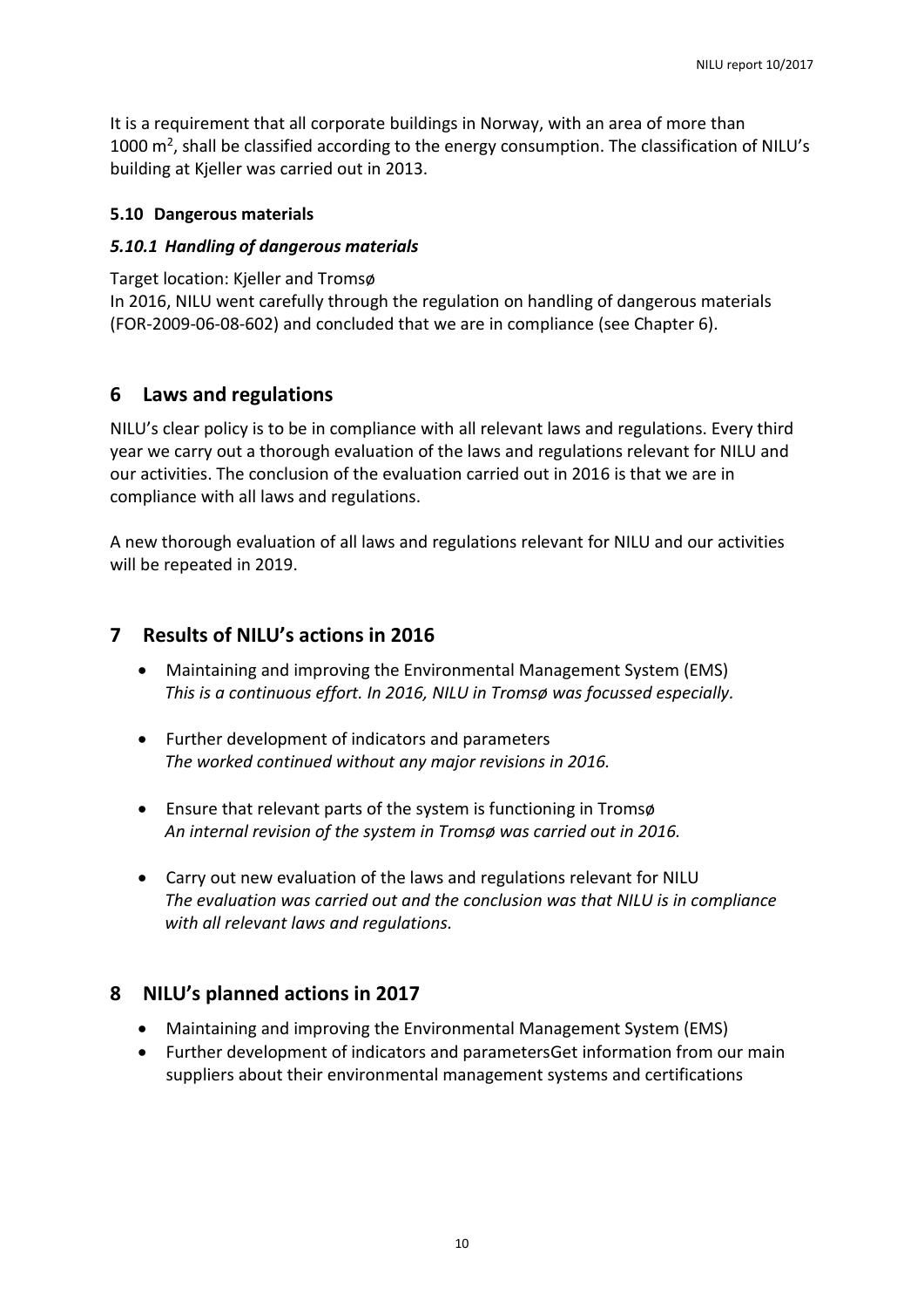It is a requirement that all corporate buildings in Norway, with an area of more than 1000 $m^2$, shall be classified according to the energy consumption. The classification of NILU's building at Kjeller was carried out in 2013.

### 5.10 Dangerous materials

#### *5.10.1 Handling of dangerous materials*

Target location: Kjeller and Tromsø

In 2016, NILU went carefully through the regulation on handling of dangerous materials (FOR-2009-06-08-602) and concluded that we are in compliance (see Chapter 6).

## 6 Laws and regulations

NILU's clear policy is to be in compliance with all relevant laws and regulations. Every third year we carry out a thorough evaluation of the laws and regulations relevant for NILU and our activities. The conclusion of the evaluation carried out in 2016 is that we are in compliance with all laws and regulations.

A new thorough evaluation of all laws and regulations relevant for NILU and our activities will be repeated in 2019.

## 7 Results of NILU's actions in 2016

- Maintaining and improving the Environmental Management System (EMS)
  *This is a continuous effort. In 2016, NILU in Tromsø was focussed especially.*
- Further development of indicators and parameters
  *The worked continued without any major revisions in 2016.*
- Ensure that relevant parts of the system is functioning in Tromsø
  *An internal revision of the system in Tromsø was carried out in 2016.*
- Carry out new evaluation of the laws and regulations relevant for NILU
  *The evaluation was carried out and the conclusion was that NILU is in compliance with all relevant laws and regulations.*

## 8 NILU's planned actions in 2017

- Maintaining and improving the Environmental Management System (EMS)
- Further development of indicators and parametersGet information from our main suppliers about their environmental management systems and certifications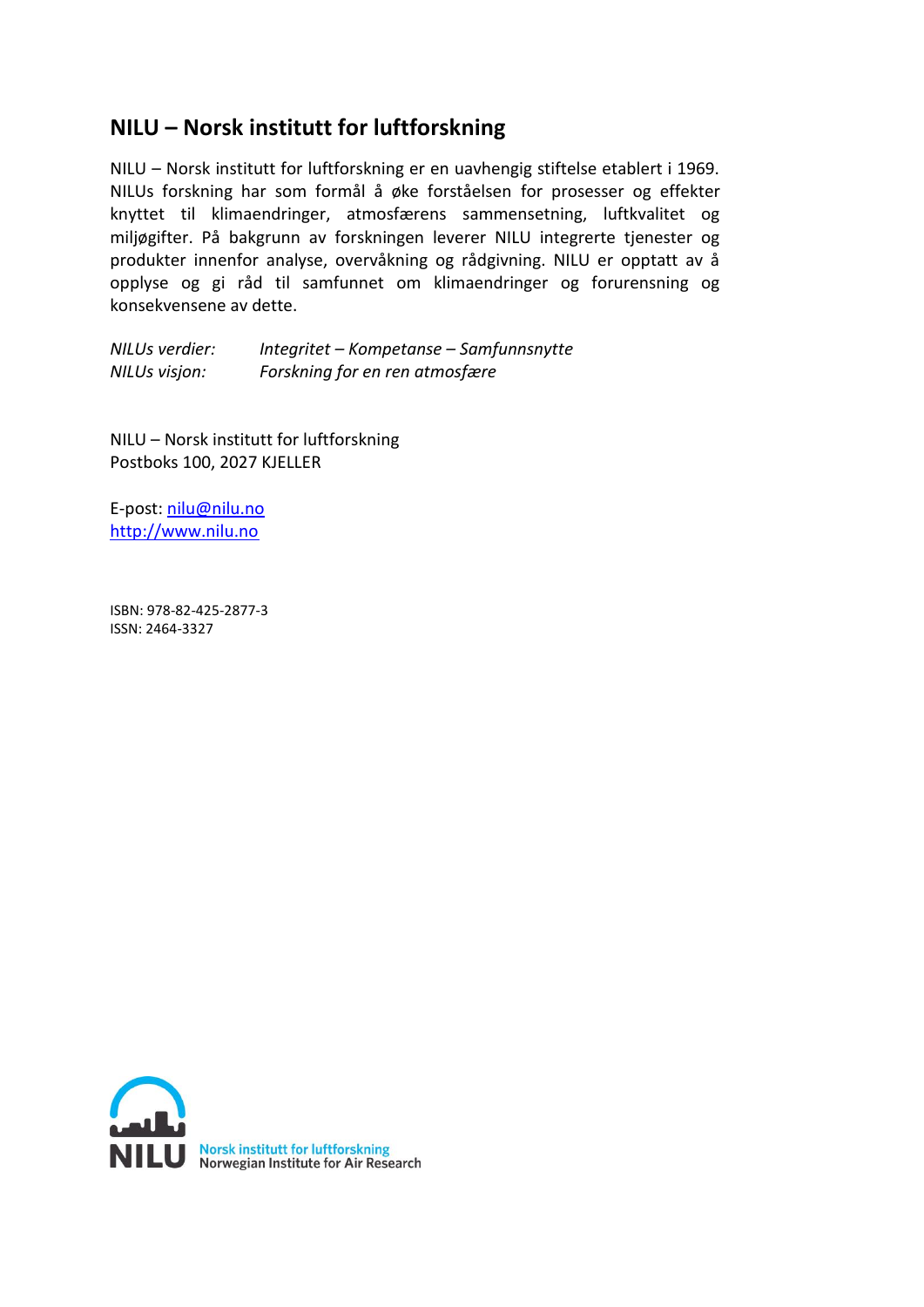## NILU – Norsk institutt for luftforskning

NILU – Norsk institutt for luftforskning er en uavhengig stiftelse etablert i 1969. NILUs forskning har som formål å øke forståelsen for prosesser og effekter knyttet til klimaendringer, atmosfærens sammensetning, luftkvalitet og miljøgifter. På bakgrunn av forskningen leverer NILU integrerte tjenester og produkter innenfor analyse, overvåkning og rådgivning. NILU er opptatt av å opplyse og gi råd til samfunnet om klimaendringer og forurensning og konsekvensene av dette.

*NILUs verdier:* *Integritet – Kompetanse – Samfunnsnytte*
*NILUs visjon:* *Forskning for en ren atmosfære*

NILU – Norsk institutt for luftforskning
Postboks 100, 2027 KJELLER

E-post: nilu@nilu.no
http://www.nilu.no

ISBN: 978-82-425-2877-3
ISSN: 2464-3327

NILU Norsk institutt for luftforskning
Norwegian Institute for Air Research